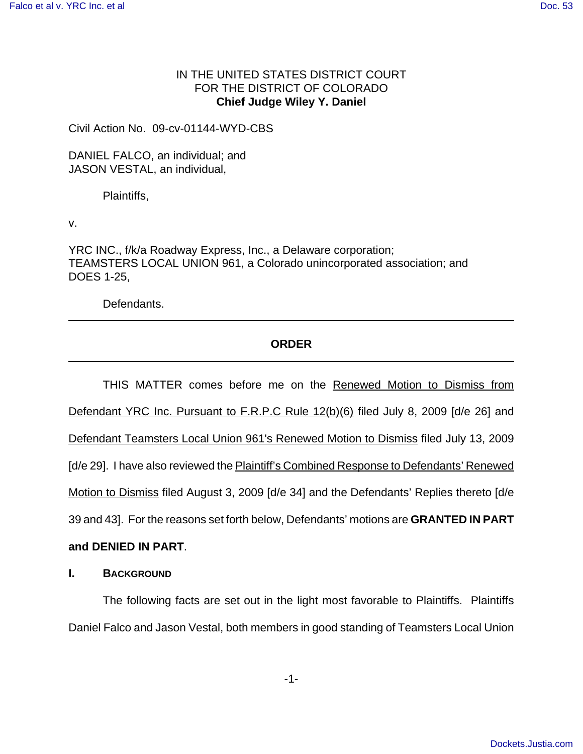IN THE UNITED STATES DISTRICT COURT
FOR THE DISTRICT OF COLORADO
**Chief Judge Wiley Y. Daniel**

Civil Action No. 09-cv-01144-WYD-CBS

DANIEL FALCO, an individual; and
JASON VESTAL, an individual,

Plaintiffs,

v.

YRC INC., f/k/a Roadway Express, Inc., a Delaware corporation;
TEAMSTERS LOCAL UNION 961, a Colorado unincorporated association; and
DOES 1-25,

Defendants.

---

**ORDER**

---

THIS MATTER comes before me on the Renewed Motion to Dismiss from Defendant YRC Inc. Pursuant to F.R.P.C Rule 12(b)(6) filed July 8, 2009 [d/e 26] and Defendant Teamsters Local Union 961's Renewed Motion to Dismiss filed July 13, 2009 [d/e 29]. I have also reviewed the Plaintiff's Combined Response to Defendants' Renewed Motion to Dismiss filed August 3, 2009 [d/e 34] and the Defendants' Replies thereto [d/e 39 and 43]. For the reasons set forth below, Defendants' motions are **GRANTED IN PART and DENIED IN PART**.

## I. BACKGROUND

The following facts are set out in the light most favorable to Plaintiffs. Plaintiffs Daniel Falco and Jason Vestal, both members in good standing of Teamsters Local Union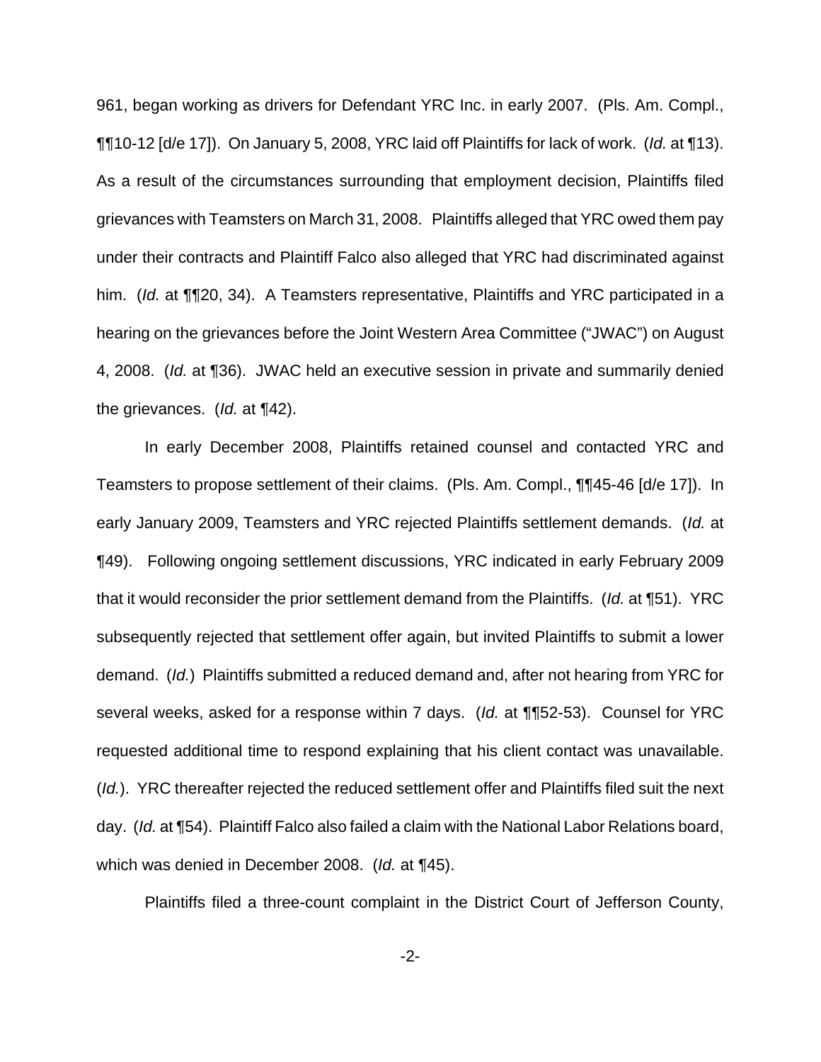961, began working as drivers for Defendant YRC Inc. in early 2007. (Pls. Am. Compl., ¶¶10-12 [d/e 17]). On January 5, 2008, YRC laid off Plaintiffs for lack of work. (*Id.* at ¶13). As a result of the circumstances surrounding that employment decision, Plaintiffs filed grievances with Teamsters on March 31, 2008. Plaintiffs alleged that YRC owed them pay under their contracts and Plaintiff Falco also alleged that YRC had discriminated against him. (*Id.* at ¶¶20, 34). A Teamsters representative, Plaintiffs and YRC participated in a hearing on the grievances before the Joint Western Area Committee ("JWAC") on August 4, 2008. (*Id.* at ¶36). JWAC held an executive session in private and summarily denied the grievances. (*Id.* at ¶42).

In early December 2008, Plaintiffs retained counsel and contacted YRC and Teamsters to propose settlement of their claims. (Pls. Am. Compl., ¶¶45-46 [d/e 17]). In early January 2009, Teamsters and YRC rejected Plaintiffs settlement demands. (*Id.* at ¶49). Following ongoing settlement discussions, YRC indicated in early February 2009 that it would reconsider the prior settlement demand from the Plaintiffs. (*Id.* at ¶51). YRC subsequently rejected that settlement offer again, but invited Plaintiffs to submit a lower demand. (*Id.*) Plaintiffs submitted a reduced demand and, after not hearing from YRC for several weeks, asked for a response within 7 days. (*Id.* at ¶¶52-53). Counsel for YRC requested additional time to respond explaining that his client contact was unavailable. (*Id.*). YRC thereafter rejected the reduced settlement offer and Plaintiffs filed suit the next day. (*Id.* at ¶54). Plaintiff Falco also failed a claim with the National Labor Relations board, which was denied in December 2008. (*Id.* at ¶45).

Plaintiffs filed a three-count complaint in the District Court of Jefferson County,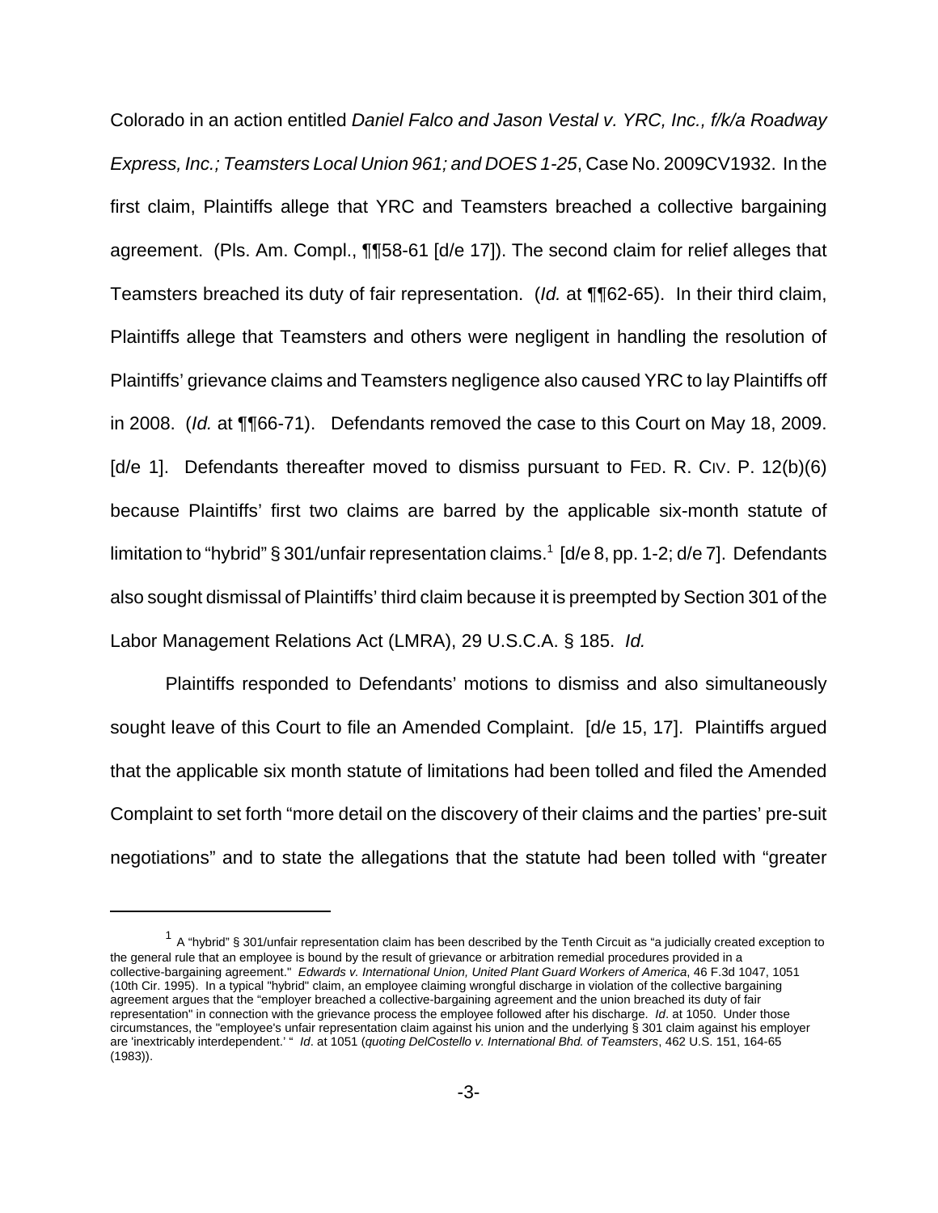Colorado in an action entitled *Daniel Falco and Jason Vestal v. YRC, Inc., f/k/a Roadway Express, Inc.; Teamsters Local Union 961; and DOES 1-25*, Case No. 2009CV1932. In the first claim, Plaintiffs allege that YRC and Teamsters breached a collective bargaining agreement. (Pls. Am. Compl., ¶¶58-61 [d/e 17]). The second claim for relief alleges that Teamsters breached its duty of fair representation. (*Id.* at ¶¶62-65). In their third claim, Plaintiffs allege that Teamsters and others were negligent in handling the resolution of Plaintiffs' grievance claims and Teamsters negligence also caused YRC to lay Plaintiffs off in 2008. (*Id.* at ¶¶66-71). Defendants removed the case to this Court on May 18, 2009. [d/e 1]. Defendants thereafter moved to dismiss pursuant to FED. R. CIV. P. 12(b)(6) because Plaintiffs' first two claims are barred by the applicable six-month statute of limitation to "hybrid" § 301/unfair representation claims.[1] [d/e 8, pp. 1-2; d/e 7]. Defendants also sought dismissal of Plaintiffs' third claim because it is preempted by Section 301 of the Labor Management Relations Act (LMRA), 29 U.S.C.A. § 185. *Id.*

Plaintiffs responded to Defendants' motions to dismiss and also simultaneously sought leave of this Court to file an Amended Complaint. [d/e 15, 17]. Plaintiffs argued that the applicable six month statute of limitations had been tolled and filed the Amended Complaint to set forth "more detail on the discovery of their claims and the parties' pre-suit negotiations" and to state the allegations that the statute had been tolled with "greater

---

[1] A "hybrid" § 301/unfair representation claim has been described by the Tenth Circuit as "a judicially created exception to the general rule that an employee is bound by the result of grievance or arbitration remedial procedures provided in a collective-bargaining agreement." *Edwards v. International Union, United Plant Guard Workers of America*, 46 F.3d 1047, 1051 (10th Cir. 1995). In a typical "hybrid" claim, an employee claiming wrongful discharge in violation of the collective bargaining agreement argues that the "employer breached a collective-bargaining agreement and the union breached its duty of fair representation" in connection with the grievance process the employee followed after his discharge. *Id*. at 1050. Under those circumstances, the "employee's unfair representation claim against his union and the underlying § 301 claim against his employer are 'inextricably interdependent.' " *Id*. at 1051 (*quoting DelCostello v. International Bhd. of Teamsters*, 462 U.S. 151, 164-65 (1983)).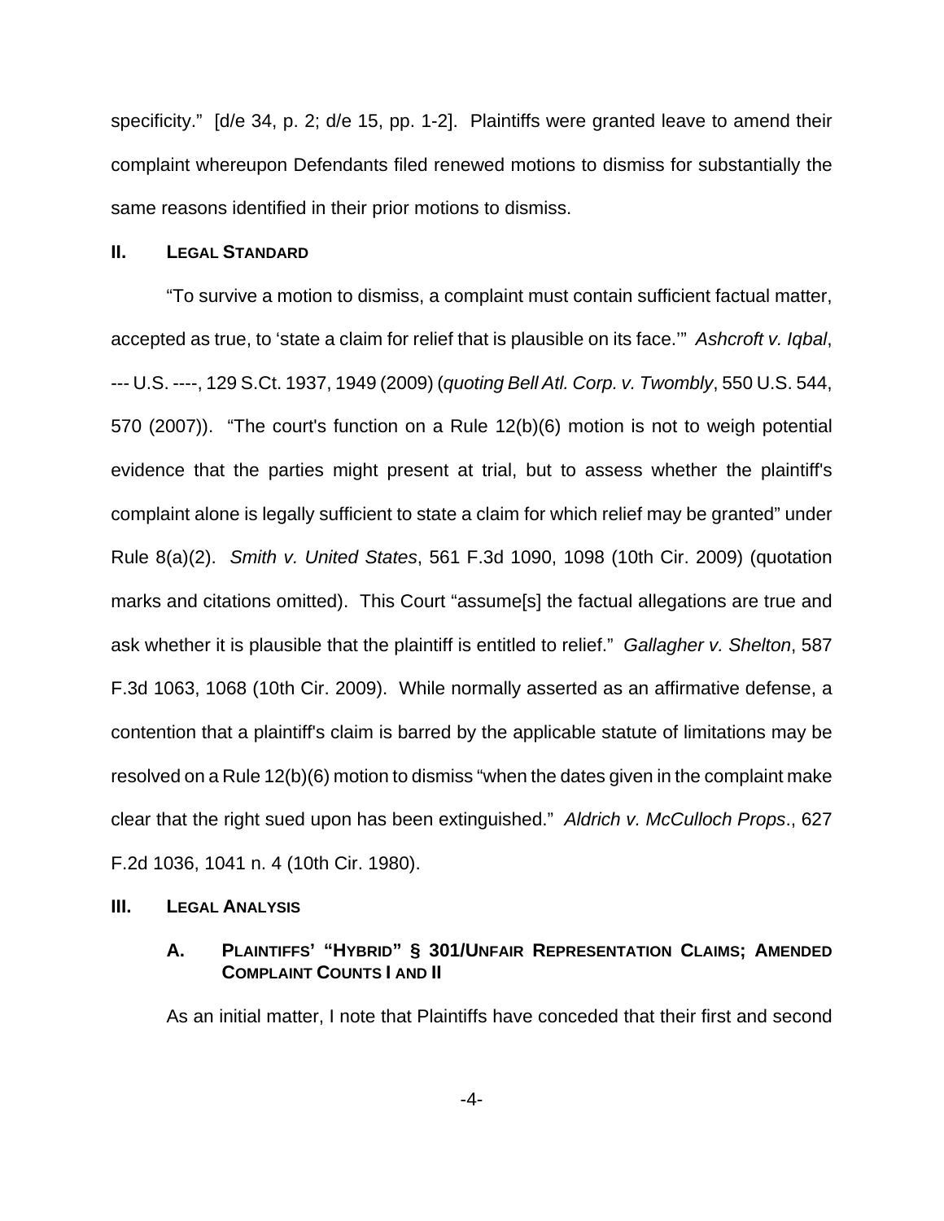specificity." [d/e 34, p. 2; d/e 15, pp. 1-2]. Plaintiffs were granted leave to amend their complaint whereupon Defendants filed renewed motions to dismiss for substantially the same reasons identified in their prior motions to dismiss.

## II. LEGAL STANDARD

"To survive a motion to dismiss, a complaint must contain sufficient factual matter, accepted as true, to 'state a claim for relief that is plausible on its face.'" *Ashcroft v. Iqbal*, --- U.S. ----, 129 S.Ct. 1937, 1949 (2009) (*quoting Bell Atl. Corp. v. Twombly*, 550 U.S. 544, 570 (2007)). "The court's function on a Rule 12(b)(6) motion is not to weigh potential evidence that the parties might present at trial, but to assess whether the plaintiff's complaint alone is legally sufficient to state a claim for which relief may be granted" under Rule 8(a)(2). *Smith v. United States*, 561 F.3d 1090, 1098 (10th Cir. 2009) (quotation marks and citations omitted). This Court "assume[s] the factual allegations are true and ask whether it is plausible that the plaintiff is entitled to relief." *Gallagher v. Shelton*, 587 F.3d 1063, 1068 (10th Cir. 2009). While normally asserted as an affirmative defense, a contention that a plaintiff's claim is barred by the applicable statute of limitations may be resolved on a Rule 12(b)(6) motion to dismiss "when the dates given in the complaint make clear that the right sued upon has been extinguished." *Aldrich v. McCulloch Props*., 627 F.2d 1036, 1041 n. 4 (10th Cir. 1980).

## III. LEGAL ANALYSIS

### A. PLAINTIFFS' "HYBRID" § 301/UNFAIR REPRESENTATION CLAIMS; AMENDED COMPLAINT COUNTS I AND II

As an initial matter, I note that Plaintiffs have conceded that their first and second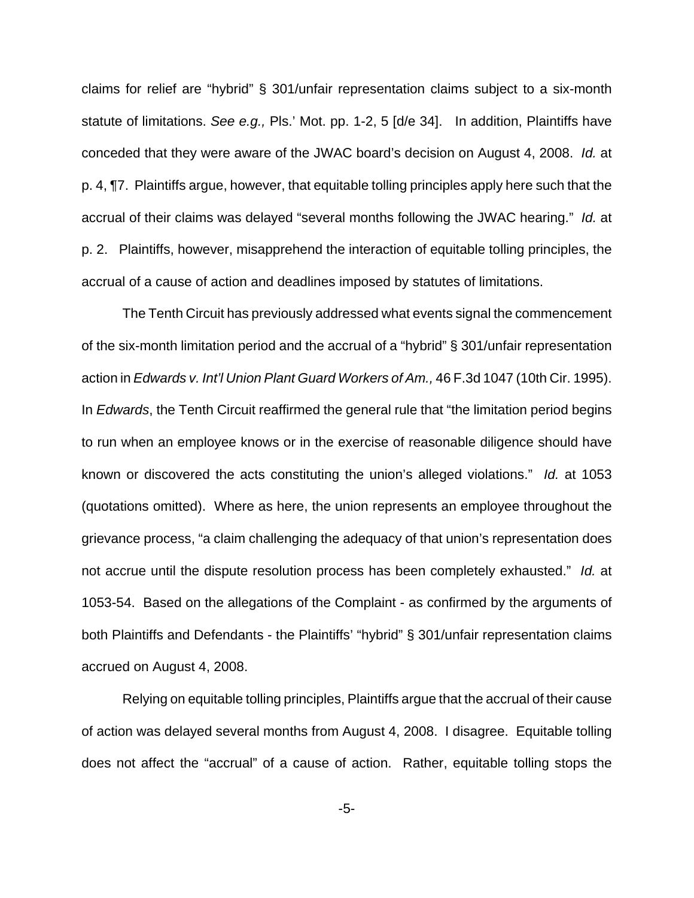claims for relief are "hybrid" § 301/unfair representation claims subject to a six-month statute of limitations. *See e.g.,* Pls.' Mot. pp. 1-2, 5 [d/e 34]. In addition, Plaintiffs have conceded that they were aware of the JWAC board's decision on August 4, 2008. *Id.* at p. 4, ¶7. Plaintiffs argue, however, that equitable tolling principles apply here such that the accrual of their claims was delayed "several months following the JWAC hearing." *Id.* at p. 2. Plaintiffs, however, misapprehend the interaction of equitable tolling principles, the accrual of a cause of action and deadlines imposed by statutes of limitations.

The Tenth Circuit has previously addressed what events signal the commencement of the six-month limitation period and the accrual of a "hybrid" § 301/unfair representation action in *Edwards v. Int'l Union Plant Guard Workers of Am.,* 46 F.3d 1047 (10th Cir. 1995). In *Edwards*, the Tenth Circuit reaffirmed the general rule that "the limitation period begins to run when an employee knows or in the exercise of reasonable diligence should have known or discovered the acts constituting the union's alleged violations." *Id.* at 1053 (quotations omitted). Where as here, the union represents an employee throughout the grievance process, "a claim challenging the adequacy of that union's representation does not accrue until the dispute resolution process has been completely exhausted." *Id.* at 1053-54. Based on the allegations of the Complaint - as confirmed by the arguments of both Plaintiffs and Defendants - the Plaintiffs' "hybrid" § 301/unfair representation claims accrued on August 4, 2008.

Relying on equitable tolling principles, Plaintiffs argue that the accrual of their cause of action was delayed several months from August 4, 2008. I disagree. Equitable tolling does not affect the "accrual" of a cause of action. Rather, equitable tolling stops the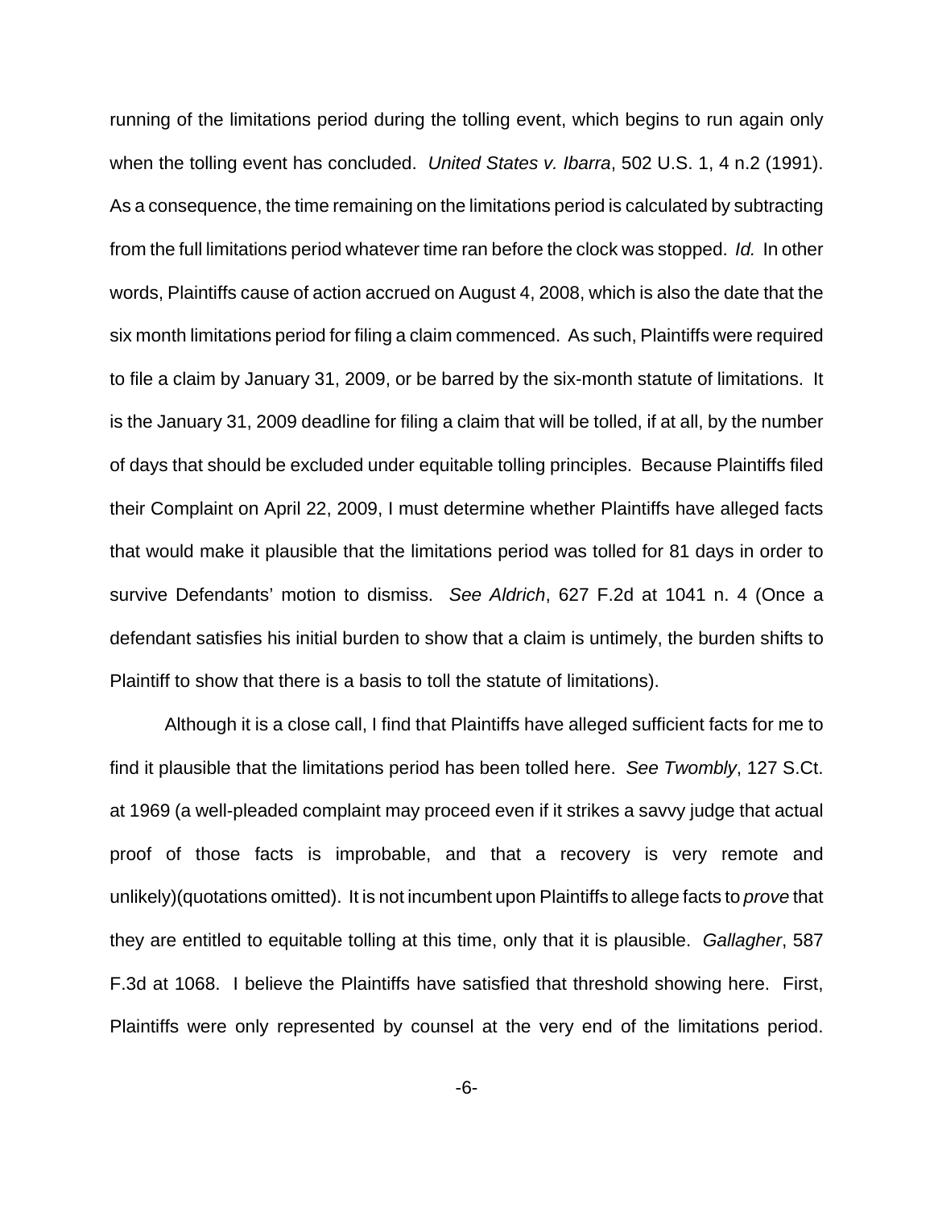running of the limitations period during the tolling event, which begins to run again only when the tolling event has concluded. *United States v. Ibarra*, 502 U.S. 1, 4 n.2 (1991). As a consequence, the time remaining on the limitations period is calculated by subtracting from the full limitations period whatever time ran before the clock was stopped. *Id.* In other words, Plaintiffs cause of action accrued on August 4, 2008, which is also the date that the six month limitations period for filing a claim commenced. As such, Plaintiffs were required to file a claim by January 31, 2009, or be barred by the six-month statute of limitations. It is the January 31, 2009 deadline for filing a claim that will be tolled, if at all, by the number of days that should be excluded under equitable tolling principles. Because Plaintiffs filed their Complaint on April 22, 2009, I must determine whether Plaintiffs have alleged facts that would make it plausible that the limitations period was tolled for 81 days in order to survive Defendants' motion to dismiss. *See Aldrich*, 627 F.2d at 1041 n. 4 (Once a defendant satisfies his initial burden to show that a claim is untimely, the burden shifts to Plaintiff to show that there is a basis to toll the statute of limitations).

Although it is a close call, I find that Plaintiffs have alleged sufficient facts for me to find it plausible that the limitations period has been tolled here. *See Twombly*, 127 S.Ct. at 1969 (a well-pleaded complaint may proceed even if it strikes a savvy judge that actual proof of those facts is improbable, and that a recovery is very remote and unlikely)(quotations omitted). It is not incumbent upon Plaintiffs to allege facts to *prove* that they are entitled to equitable tolling at this time, only that it is plausible. *Gallagher*, 587 F.3d at 1068. I believe the Plaintiffs have satisfied that threshold showing here. First, Plaintiffs were only represented by counsel at the very end of the limitations period.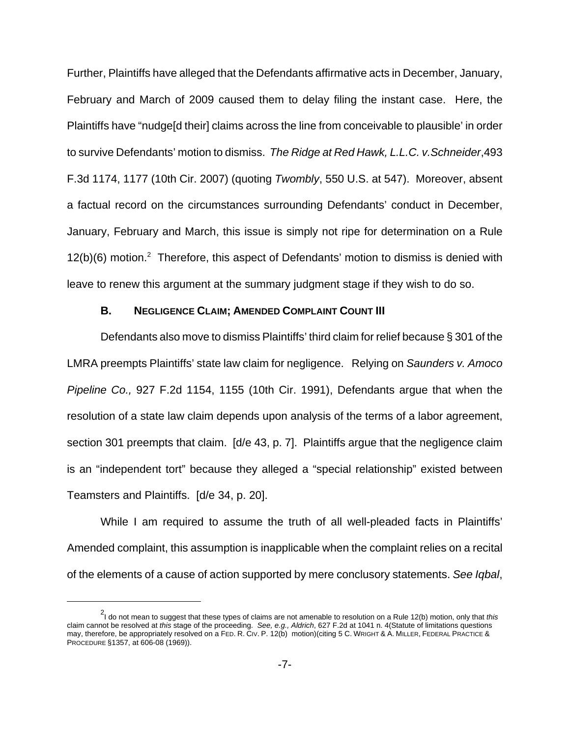Further, Plaintiffs have alleged that the Defendants affirmative acts in December, January, February and March of 2009 caused them to delay filing the instant case. Here, the Plaintiffs have "nudge[d their] claims across the line from conceivable to plausible' in order to survive Defendants' motion to dismiss. *The Ridge at Red Hawk, L.L.C. v.Schneider*,493 F.3d 1174, 1177 (10th Cir. 2007) (quoting *Twombly*, 550 U.S. at 547). Moreover, absent a factual record on the circumstances surrounding Defendants' conduct in December, January, February and March, this issue is simply not ripe for determination on a Rule 12(b)(6) motion.[2] Therefore, this aspect of Defendants' motion to dismiss is denied with leave to renew this argument at the summary judgment stage if they wish to do so.

### B. NEGLIGENCE CLAIM; AMENDED COMPLAINT COUNT III

Defendants also move to dismiss Plaintiffs' third claim for relief because § 301 of the LMRA preempts Plaintiffs' state law claim for negligence. Relying on *Saunders v. Amoco Pipeline Co.,* 927 F.2d 1154, 1155 (10th Cir. 1991), Defendants argue that when the resolution of a state law claim depends upon analysis of the terms of a labor agreement, section 301 preempts that claim. [d/e 43, p. 7]. Plaintiffs argue that the negligence claim is an "independent tort" because they alleged a "special relationship" existed between Teamsters and Plaintiffs. [d/e 34, p. 20].

While I am required to assume the truth of all well-pleaded facts in Plaintiffs' Amended complaint, this assumption is inapplicable when the complaint relies on a recital of the elements of a cause of action supported by mere conclusory statements. *See Iqbal*,

---

[2] I do not mean to suggest that these types of claims are not amenable to resolution on a Rule 12(b) motion, only that *this* claim cannot be resolved at *this* stage of the proceeding. *See, e.g., Aldrich*, 627 F.2d at 1041 n. 4(Statute of limitations questions may, therefore, be appropriately resolved on a FED. R. CIV. P. 12(b) motion)(citing 5 C. WRIGHT & A. MILLER, FEDERAL PRACTICE & PROCEDURE §1357, at 606-08 (1969)).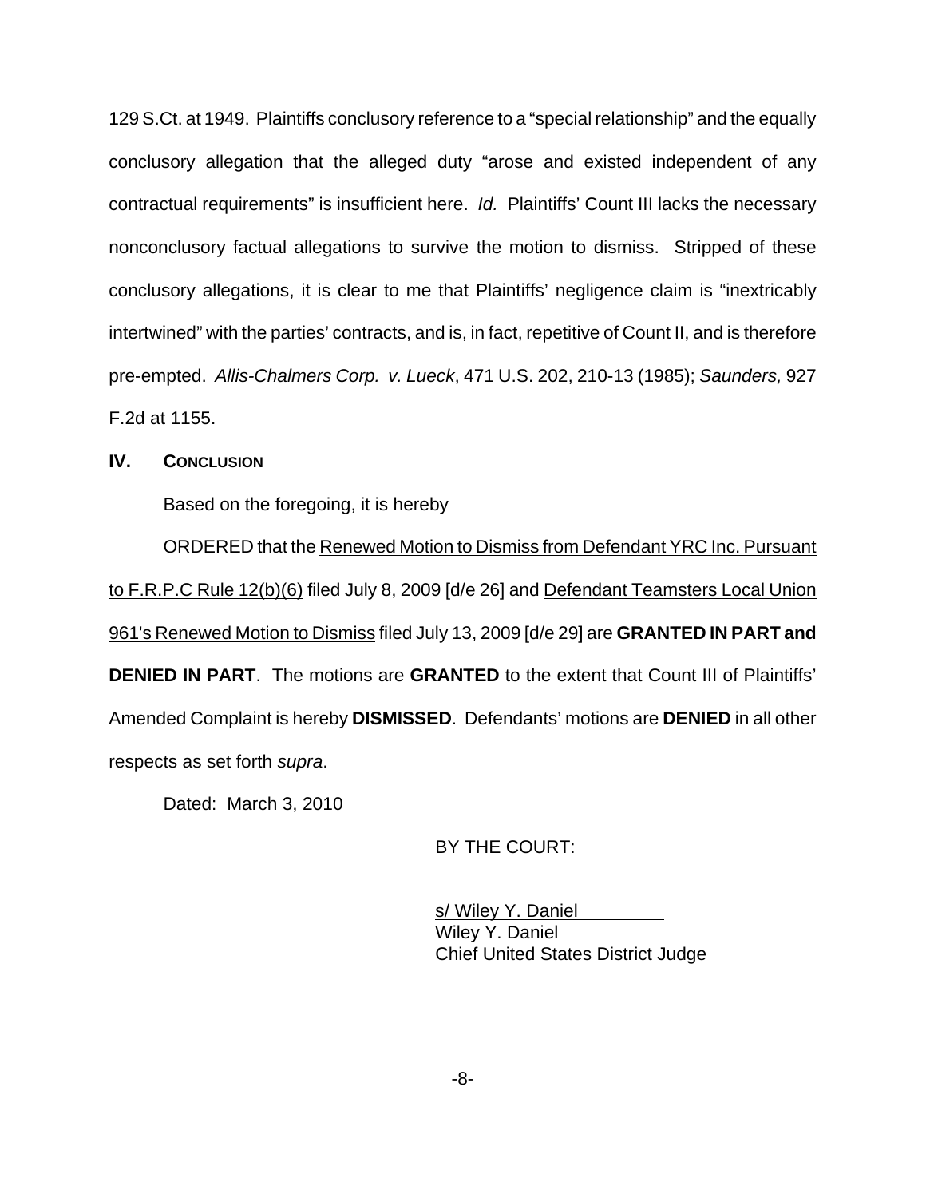129 S.Ct. at 1949. Plaintiffs conclusory reference to a "special relationship" and the equally conclusory allegation that the alleged duty "arose and existed independent of any contractual requirements" is insufficient here. *Id.* Plaintiffs' Count III lacks the necessary nonconclusory factual allegations to survive the motion to dismiss. Stripped of these conclusory allegations, it is clear to me that Plaintiffs' negligence claim is "inextricably intertwined" with the parties' contracts, and is, in fact, repetitive of Count II, and is therefore pre-empted. *Allis-Chalmers Corp. v. Lueck*, 471 U.S. 202, 210-13 (1985); *Saunders,* 927 F.2d at 1155.

## IV. CONCLUSION

Based on the foregoing, it is hereby

ORDERED that the Renewed Motion to Dismiss from Defendant YRC Inc. Pursuant to F.R.P.C Rule 12(b)(6) filed July 8, 2009 [d/e 26] and Defendant Teamsters Local Union 961's Renewed Motion to Dismiss filed July 13, 2009 [d/e 29] are **GRANTED IN PART and DENIED IN PART**. The motions are **GRANTED** to the extent that Count III of Plaintiffs' Amended Complaint is hereby **DISMISSED**. Defendants' motions are **DENIED** in all other respects as set forth *supra*.

Dated: March 3, 2010

BY THE COURT:

s/ Wiley Y. Daniel
Wiley Y. Daniel
Chief United States District Judge